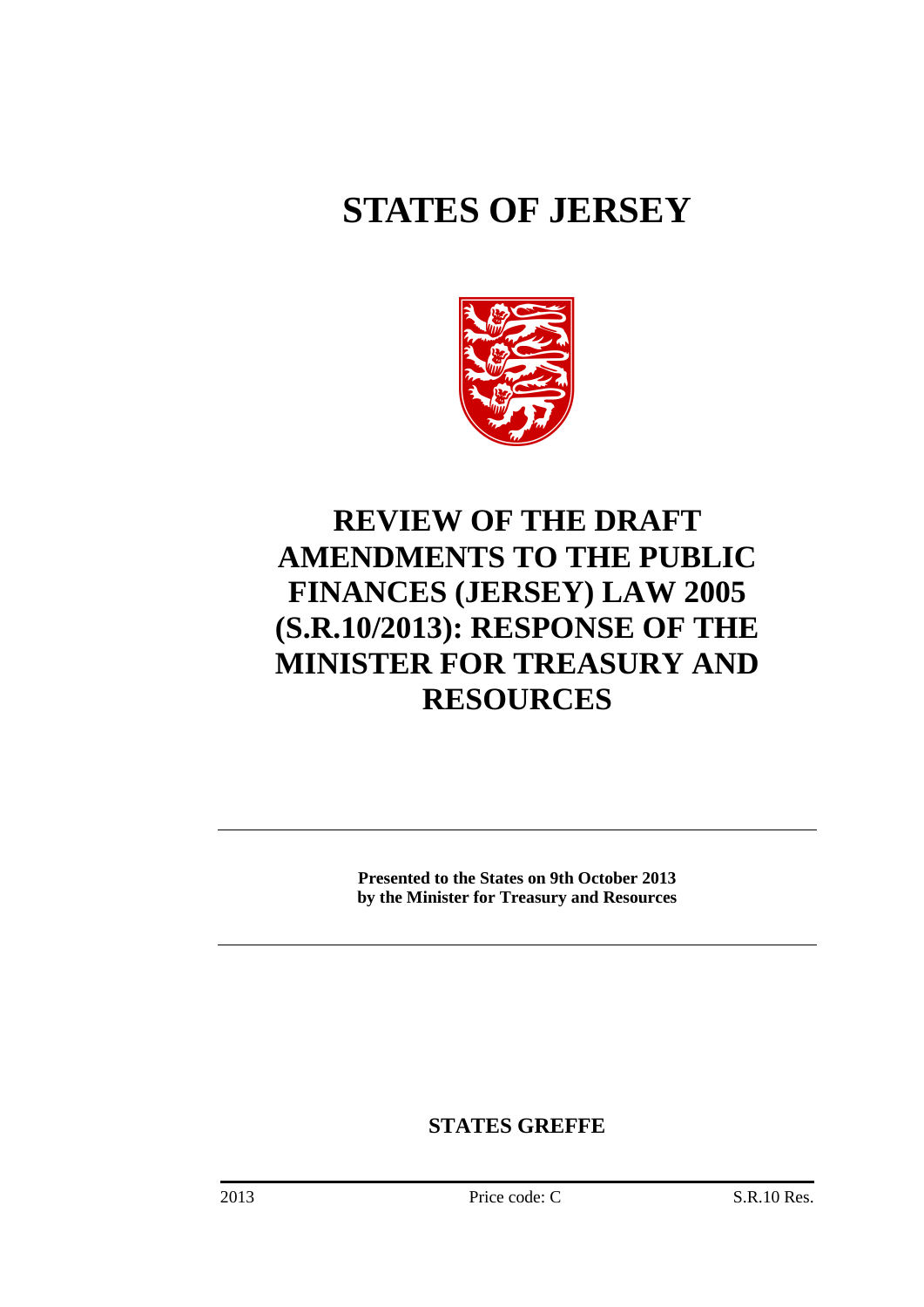# STATES OF JERSEY

## REVIEW OF THE DRAFT AMENDMENTS TO THE PUBLIC FINANCES (JERSEY) LAW 2005 (S.R.10/2013): RESPONSE OF THE MINISTER FOR TREASURY AND RESOURCES

---

**Presented to the States on 9th October 2013**
**by the Minister for Treasury and Resources**

---

**STATES GREFFE**

2013 Price code: C S.R.10 Res.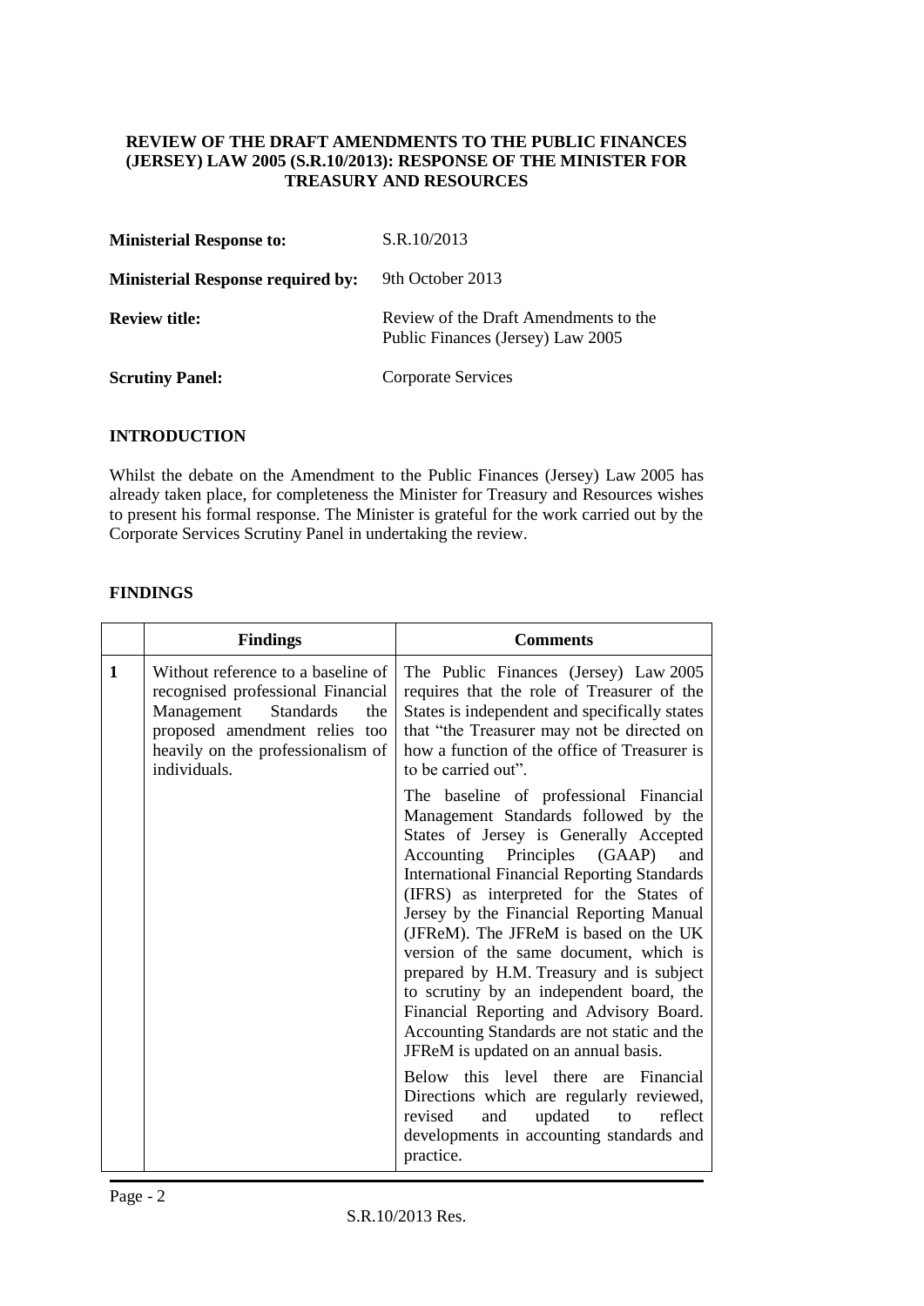**REVIEW OF THE DRAFT AMENDMENTS TO THE PUBLIC FINANCES (JERSEY) LAW 2005 (S.R.10/2013): RESPONSE OF THE MINISTER FOR TREASURY AND RESOURCES**

| | |
|---|---|
| **Ministerial Response to:** | S.R.10/2013 |
| **Ministerial Response required by:** | 9th October 2013 |
| **Review title:** | Review of the Draft Amendments to the Public Finances (Jersey) Law 2005 |
| **Scrutiny Panel:** | Corporate Services |

## INTRODUCTION

Whilst the debate on the Amendment to the Public Finances (Jersey) Law 2005 has already taken place, for completeness the Minister for Treasury and Resources wishes to present his formal response. The Minister is grateful for the work carried out by the Corporate Services Scrutiny Panel in undertaking the review.

## FINDINGS

| | Findings | Comments |
|---|---|---|
| **1** | Without reference to a baseline of recognised professional Financial Management Standards the proposed amendment relies too heavily on the professionalism of individuals. | The Public Finances (Jersey) Law 2005 requires that the role of Treasurer of the States is independent and specifically states that "the Treasurer may not be directed on how a function of the office of Treasurer is to be carried out".<br><br>The baseline of professional Financial Management Standards followed by the States of Jersey is Generally Accepted Accounting Principles (GAAP) and International Financial Reporting Standards (IFRS) as interpreted for the States of Jersey by the Financial Reporting Manual (JFReM). The JFReM is based on the UK version of the same document, which is prepared by H.M. Treasury and is subject to scrutiny by an independent board, the Financial Reporting and Advisory Board. Accounting Standards are not static and the JFReM is updated on an annual basis.<br><br>Below this level there are Financial Directions which are regularly reviewed, revised and updated to reflect developments in accounting standards and practice. |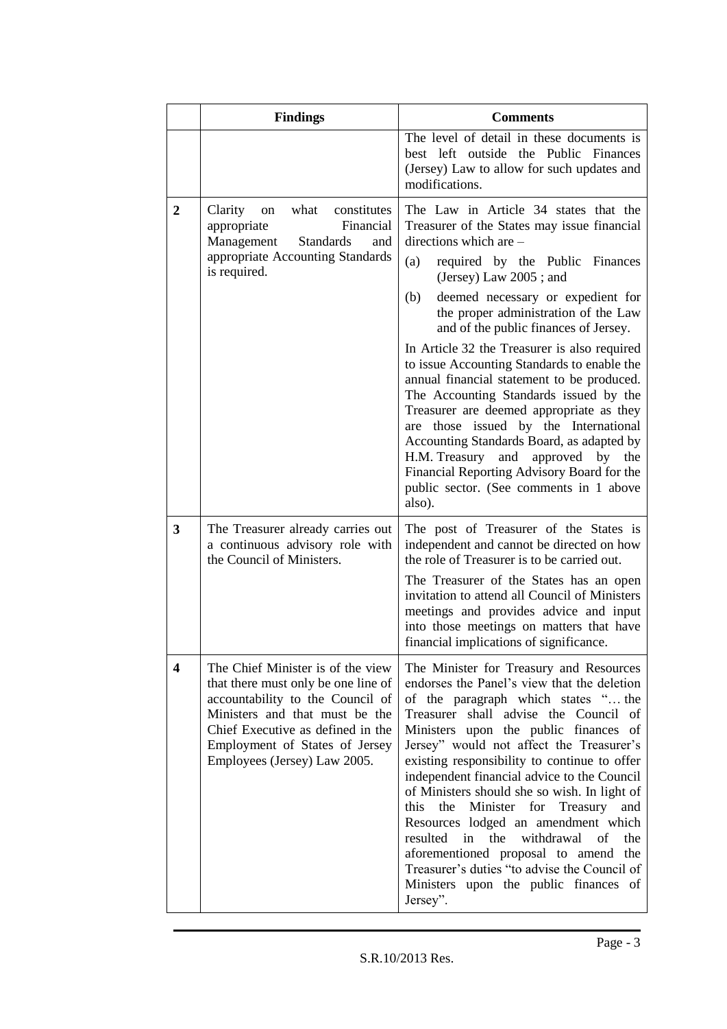|  | Findings | Comments |
|---|---|---|
|  |  | The level of detail in these documents is best left outside the Public Finances (Jersey) Law to allow for such updates and modifications. |
| **2** | Clarity on what constitutes appropriate Financial Management Standards and appropriate Accounting Standards is required. | The Law in Article 34 states that the Treasurer of the States may issue financial directions which are –<br>(a) required by the Public Finances (Jersey) Law 2005 ; and<br>(b) deemed necessary or expedient for the proper administration of the Law and of the public finances of Jersey.<br>In Article 32 the Treasurer is also required to issue Accounting Standards to enable the annual financial statement to be produced. The Accounting Standards issued by the Treasurer are deemed appropriate as they are those issued by the International Accounting Standards Board, as adapted by H.M. Treasury and approved by the Financial Reporting Advisory Board for the public sector. (See comments in 1 above also). |
| **3** | The Treasurer already carries out a continuous advisory role with the Council of Ministers. | The post of Treasurer of the States is independent and cannot be directed on how the role of Treasurer is to be carried out.<br>The Treasurer of the States has an open invitation to attend all Council of Ministers meetings and provides advice and input into those meetings on matters that have financial implications of significance. |
| **4** | The Chief Minister is of the view that there must only be one line of accountability to the Council of Ministers and that must be the Chief Executive as defined in the Employment of States of Jersey Employees (Jersey) Law 2005. | The Minister for Treasury and Resources endorses the Panel's view that the deletion of the paragraph which states "… the Treasurer shall advise the Council of Ministers upon the public finances of Jersey" would not affect the Treasurer's existing responsibility to continue to offer independent financial advice to the Council of Ministers should she so wish. In light of this the Minister for Treasury and Resources lodged an amendment which resulted in the withdrawal of the aforementioned proposal to amend the Treasurer's duties "to advise the Council of Ministers upon the public finances of Jersey". |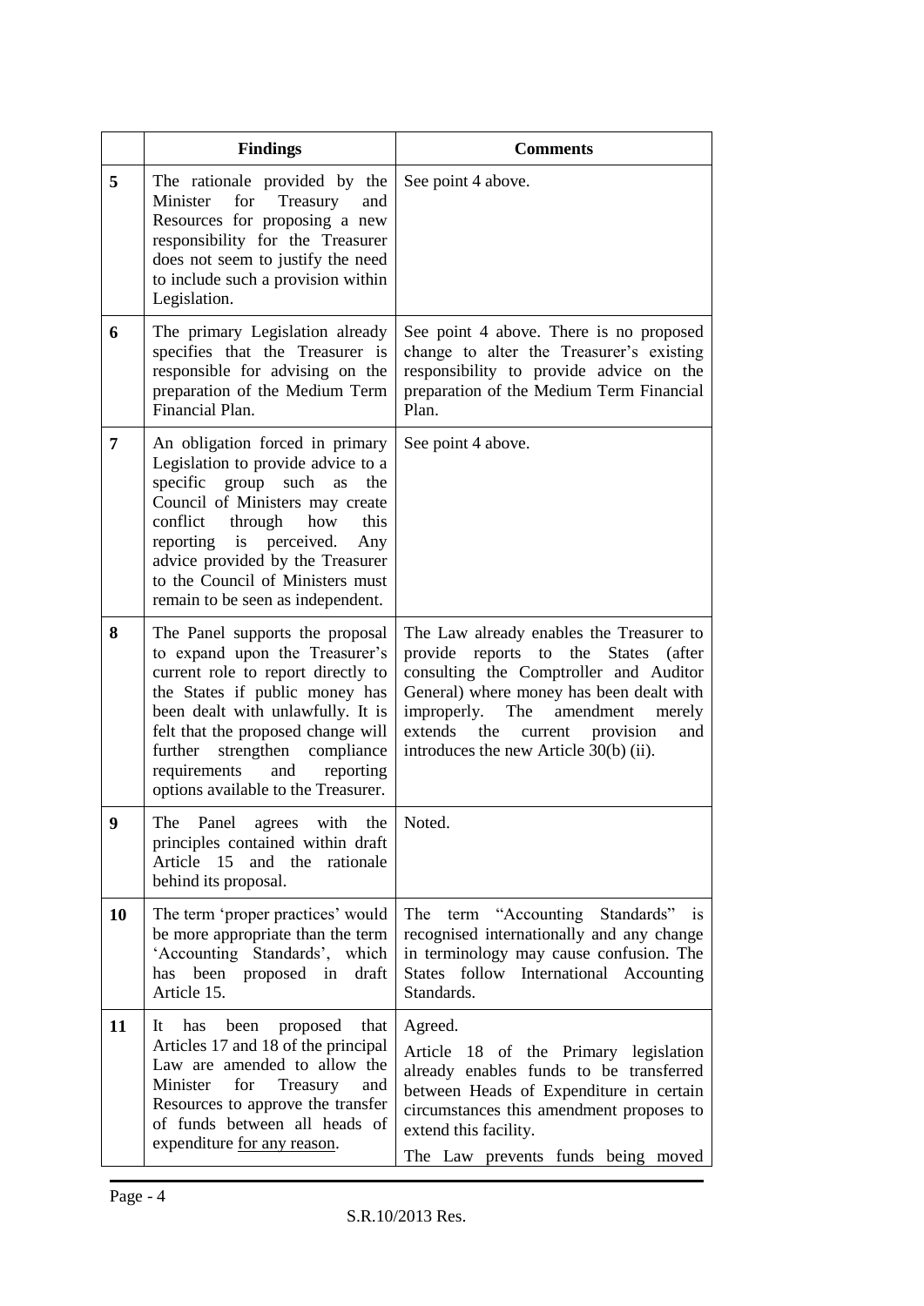| | Findings | Comments |
|---|---|---|
| **5** | The rationale provided by the Minister for Treasury and Resources for proposing a new responsibility for the Treasurer does not seem to justify the need to include such a provision within Legislation. | See point 4 above. |
| **6** | The primary Legislation already specifies that the Treasurer is responsible for advising on the preparation of the Medium Term Financial Plan. | See point 4 above. There is no proposed change to alter the Treasurer's existing responsibility to provide advice on the preparation of the Medium Term Financial Plan. |
| **7** | An obligation forced in primary Legislation to provide advice to a specific group such as the Council of Ministers may create conflict through how this reporting is perceived. Any advice provided by the Treasurer to the Council of Ministers must remain to be seen as independent. | See point 4 above. |
| **8** | The Panel supports the proposal to expand upon the Treasurer's current role to report directly to the States if public money has been dealt with unlawfully. It is felt that the proposed change will further strengthen compliance requirements and reporting options available to the Treasurer. | The Law already enables the Treasurer to provide reports to the States (after consulting the Comptroller and Auditor General) where money has been dealt with improperly. The amendment merely extends the current provision and introduces the new Article 30(b) (ii). |
| **9** | The Panel agrees with the principles contained within draft Article 15 and the rationale behind its proposal. | Noted. |
| **10** | The term 'proper practices' would be more appropriate than the term 'Accounting Standards', which has been proposed in draft Article 15. | The term "Accounting Standards" is recognised internationally and any change in terminology may cause confusion. The States follow International Accounting Standards. |
| **11** | It has been proposed that Articles 17 and 18 of the principal Law are amended to allow the Minister for Treasury and Resources to approve the transfer of funds between all heads of expenditure <u>for any reason</u>. | Agreed.<br>Article 18 of the Primary legislation already enables funds to be transferred between Heads of Expenditure in certain circumstances this amendment proposes to extend this facility.<br>The Law prevents funds being moved |

S.R.10/2013 Res.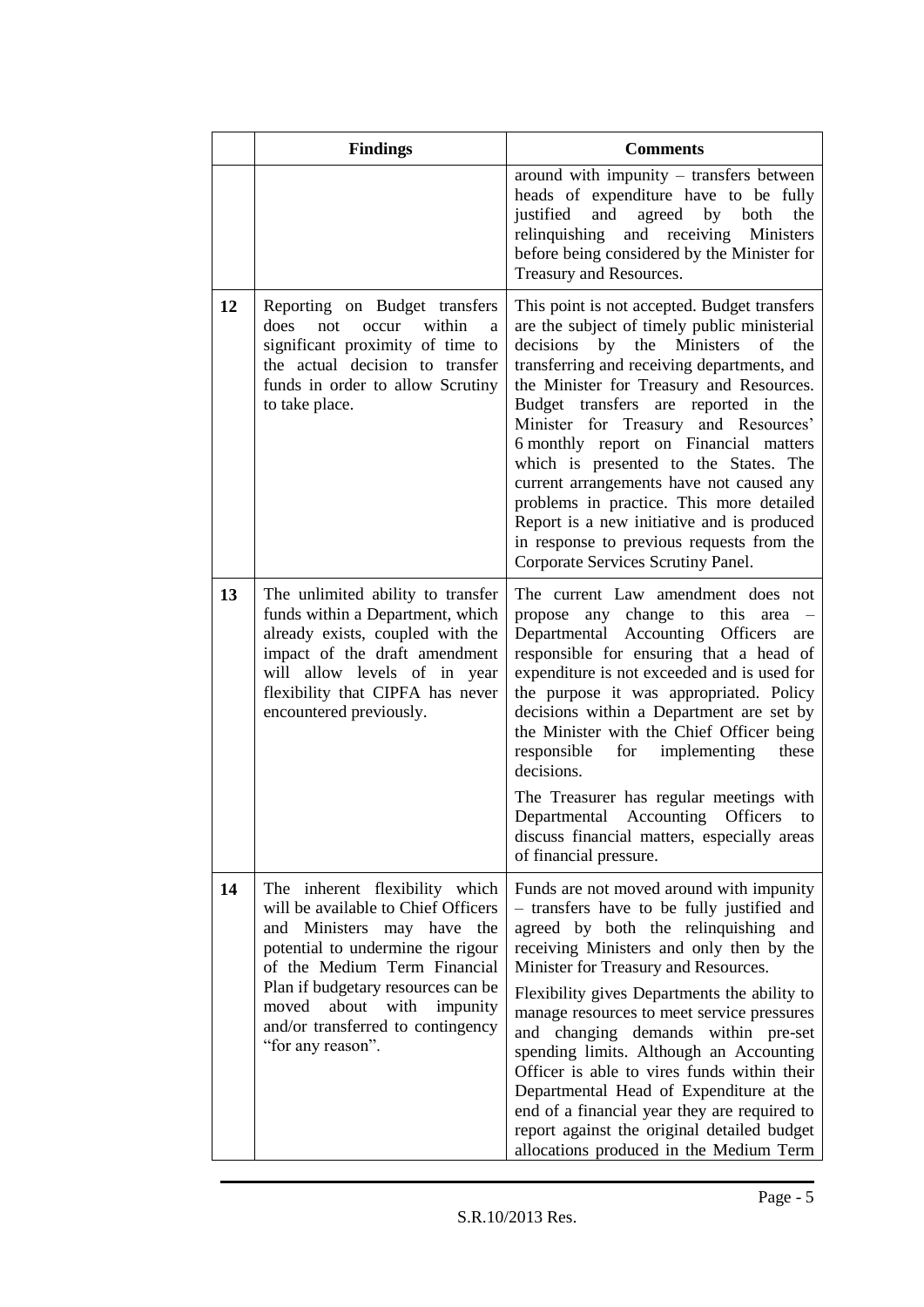| | Findings | Comments |
|---|---|---|
| | | around with impunity – transfers between heads of expenditure have to be fully justified and agreed by both the relinquishing and receiving Ministers before being considered by the Minister for Treasury and Resources. |
| 12 | Reporting on Budget transfers does not occur within a significant proximity of time to the actual decision to transfer funds in order to allow Scrutiny to take place. | This point is not accepted. Budget transfers are the subject of timely public ministerial decisions by the Ministers of the transferring and receiving departments, and the Minister for Treasury and Resources. Budget transfers are reported in the Minister for Treasury and Resources' 6 monthly report on Financial matters which is presented to the States. The current arrangements have not caused any problems in practice. This more detailed Report is a new initiative and is produced in response to previous requests from the Corporate Services Scrutiny Panel. |
| 13 | The unlimited ability to transfer funds within a Department, which already exists, coupled with the impact of the draft amendment will allow levels of in year flexibility that CIPFA has never encountered previously. | The current Law amendment does not propose any change to this area – Departmental Accounting Officers are responsible for ensuring that a head of expenditure is not exceeded and is used for the purpose it was appropriated. Policy decisions within a Department are set by the Minister with the Chief Officer being responsible for implementing these decisions.<br><br>The Treasurer has regular meetings with Departmental Accounting Officers to discuss financial matters, especially areas of financial pressure. |
| 14 | The inherent flexibility which will be available to Chief Officers and Ministers may have the potential to undermine the rigour of the Medium Term Financial Plan if budgetary resources can be moved about with impunity and/or transferred to contingency "for any reason". | Funds are not moved around with impunity – transfers have to be fully justified and agreed by both the relinquishing and receiving Ministers and only then by the Minister for Treasury and Resources.<br><br>Flexibility gives Departments the ability to manage resources to meet service pressures and changing demands within pre-set spending limits. Although an Accounting Officer is able to vires funds within their Departmental Head of Expenditure at the end of a financial year they are required to report against the original detailed budget allocations produced in the Medium Term |

S.R.10/2013 Res.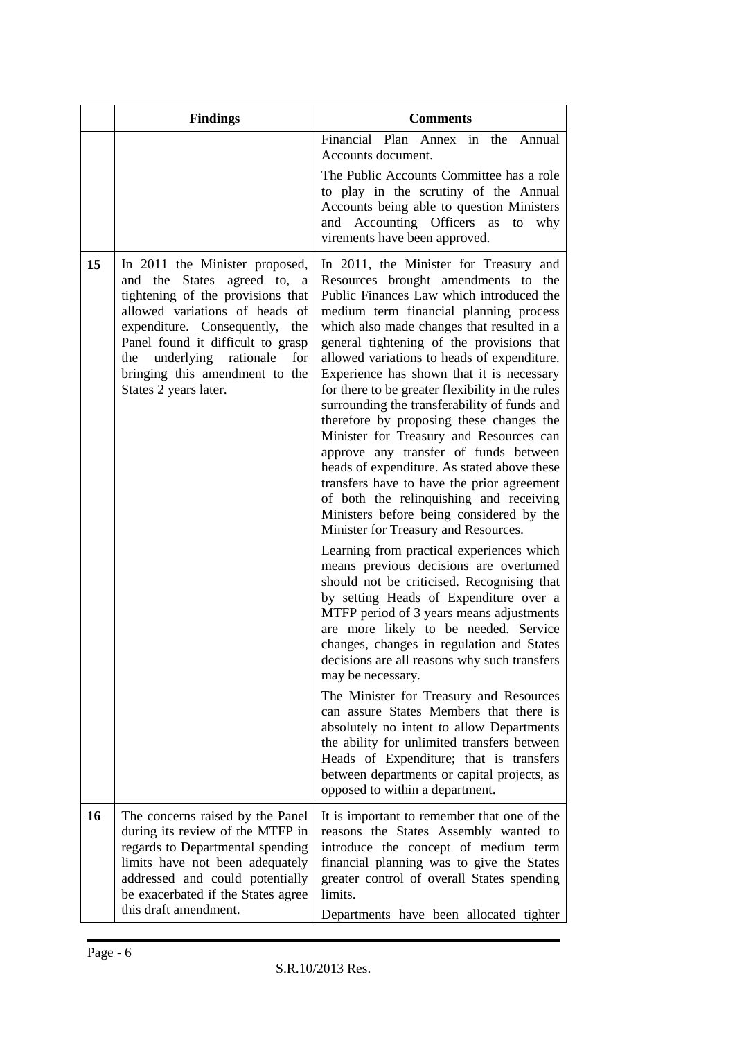| | Findings | Comments |
|---|---|---|
| | | Financial Plan Annex in the Annual Accounts document.<br><br>The Public Accounts Committee has a role to play in the scrutiny of the Annual Accounts being able to question Ministers and Accounting Officers as to why virements have been approved. |
| **15** | In 2011 the Minister proposed, and the States agreed to, a tightening of the provisions that allowed variations of heads of expenditure. Consequently, the Panel found it difficult to grasp the underlying rationale for bringing this amendment to the States 2 years later. | In 2011, the Minister for Treasury and Resources brought amendments to the Public Finances Law which introduced the medium term financial planning process which also made changes that resulted in a general tightening of the provisions that allowed variations to heads of expenditure. Experience has shown that it is necessary for there to be greater flexibility in the rules surrounding the transferability of funds and therefore by proposing these changes the Minister for Treasury and Resources can approve any transfer of funds between heads of expenditure. As stated above these transfers have to have the prior agreement of both the relinquishing and receiving Ministers before being considered by the Minister for Treasury and Resources.<br><br>Learning from practical experiences which means previous decisions are overturned should not be criticised. Recognising that by setting Heads of Expenditure over a MTFP period of 3 years means adjustments are more likely to be needed. Service changes, changes in regulation and States decisions are all reasons why such transfers may be necessary.<br><br>The Minister for Treasury and Resources can assure States Members that there is absolutely no intent to allow Departments the ability for unlimited transfers between Heads of Expenditure; that is transfers between departments or capital projects, as opposed to within a department. |
| **16** | The concerns raised by the Panel during its review of the MTFP in regards to Departmental spending limits have not been adequately addressed and could potentially be exacerbated if the States agree this draft amendment. | It is important to remember that one of the reasons the States Assembly wanted to introduce the concept of medium term financial planning was to give the States greater control of overall States spending limits.<br><br>Departments have been allocated tighter |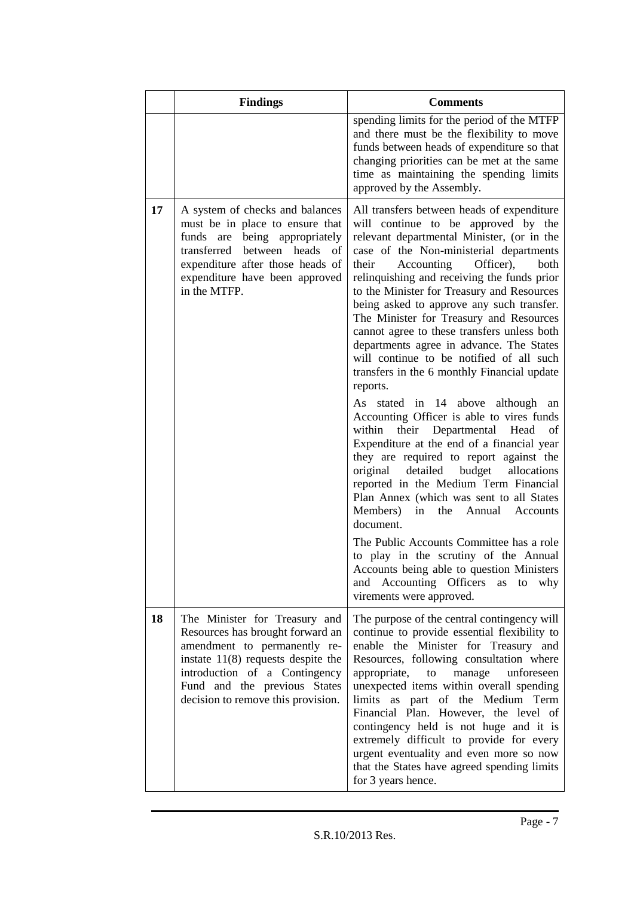| | Findings | Comments |
|---|---|---|
| | | spending limits for the period of the MTFP and there must be the flexibility to move funds between heads of expenditure so that changing priorities can be met at the same time as maintaining the spending limits approved by the Assembly. |
| **17** | A system of checks and balances must be in place to ensure that funds are being appropriately transferred between heads of expenditure after those heads of expenditure have been approved in the MTFP. | All transfers between heads of expenditure will continue to be approved by the relevant departmental Minister, (or in the case of the Non-ministerial departments their Accounting Officer), both relinquishing and receiving the funds prior to the Minister for Treasury and Resources being asked to approve any such transfer. The Minister for Treasury and Resources cannot agree to these transfers unless both departments agree in advance. The States will continue to be notified of all such transfers in the 6 monthly Financial update reports.<br><br>As stated in 14 above although an Accounting Officer is able to vires funds within their Departmental Head of Expenditure at the end of a financial year they are required to report against the original detailed budget allocations reported in the Medium Term Financial Plan Annex (which was sent to all States Members) in the Annual Accounts document.<br><br>The Public Accounts Committee has a role to play in the scrutiny of the Annual Accounts being able to question Ministers and Accounting Officers as to why virements were approved. |
| **18** | The Minister for Treasury and Resources has brought forward an amendment to permanently re-instate 11(8) requests despite the introduction of a Contingency Fund and the previous States decision to remove this provision. | The purpose of the central contingency will continue to provide essential flexibility to enable the Minister for Treasury and Resources, following consultation where appropriate, to manage unforeseen unexpected items within overall spending limits as part of the Medium Term Financial Plan. However, the level of contingency held is not huge and it is extremely difficult to provide for every urgent eventuality and even more so now that the States have agreed spending limits for 3 years hence. |

S.R.10/2013 Res.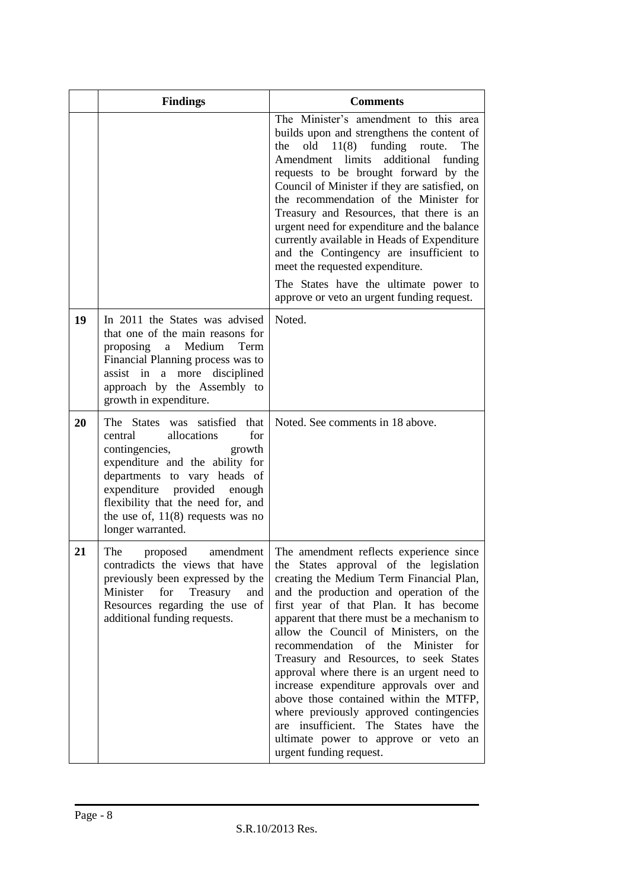|  | Findings | Comments |
|---|---|---|
|  |  | The Minister's amendment to this area builds upon and strengthens the content of the old 11(8) funding route. The Amendment limits additional funding requests to be brought forward by the Council of Minister if they are satisfied, on the recommendation of the Minister for Treasury and Resources, that there is an urgent need for expenditure and the balance currently available in Heads of Expenditure and the Contingency are insufficient to meet the requested expenditure.<br><br>The States have the ultimate power to approve or veto an urgent funding request. |
| **19** | In 2011 the States was advised that one of the main reasons for proposing a Medium Term Financial Planning process was to assist in a more disciplined approach by the Assembly to growth in expenditure. | Noted. |
| **20** | The States was satisfied that central allocations for contingencies, growth expenditure and the ability for departments to vary heads of expenditure provided enough flexibility that the need for, and the use of, 11(8) requests was no longer warranted. | Noted. See comments in 18 above. |
| **21** | The proposed amendment contradicts the views that have previously been expressed by the Minister for Treasury and Resources regarding the use of additional funding requests. | The amendment reflects experience since the States approval of the legislation creating the Medium Term Financial Plan, and the production and operation of the first year of that Plan. It has become apparent that there must be a mechanism to allow the Council of Ministers, on the recommendation of the Minister for Treasury and Resources, to seek States approval where there is an urgent need to increase expenditure approvals over and above those contained within the MTFP, where previously approved contingencies are insufficient. The States have the ultimate power to approve or veto an urgent funding request. |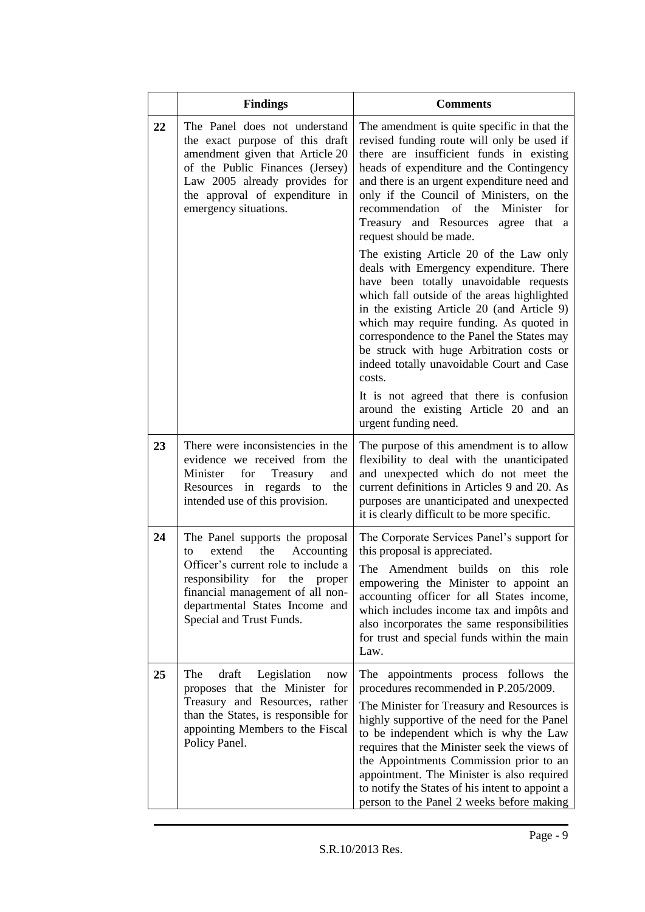| | Findings | Comments |
|---|---|---|
| 22 | The Panel does not understand the exact purpose of this draft amendment given that Article 20 of the Public Finances (Jersey) Law 2005 already provides for the approval of expenditure in emergency situations. | The amendment is quite specific in that the revised funding route will only be used if there are insufficient funds in existing heads of expenditure and the Contingency and there is an urgent expenditure need and only if the Council of Ministers, on the recommendation of the Minister for Treasury and Resources agree that a request should be made.<br><br>The existing Article 20 of the Law only deals with Emergency expenditure. There have been totally unavoidable requests which fall outside of the areas highlighted in the existing Article 20 (and Article 9) which may require funding. As quoted in correspondence to the Panel the States may be struck with huge Arbitration costs or indeed totally unavoidable Court and Case costs.<br><br>It is not agreed that there is confusion around the existing Article 20 and an urgent funding need. |
| 23 | There were inconsistencies in the evidence we received from the Minister for Treasury and Resources in regards to the intended use of this provision. | The purpose of this amendment is to allow flexibility to deal with the unanticipated and unexpected which do not meet the current definitions in Articles 9 and 20. As purposes are unanticipated and unexpected it is clearly difficult to be more specific. |
| 24 | The Panel supports the proposal to extend the Accounting Officer's current role to include a responsibility for the proper financial management of all non-departmental States Income and Special and Trust Funds. | The Corporate Services Panel's support for this proposal is appreciated.<br><br>The Amendment builds on this role empowering the Minister to appoint an accounting officer for all States income, which includes income tax and impôts and also incorporates the same responsibilities for trust and special funds within the main Law. |
| 25 | The draft Legislation now proposes that the Minister for Treasury and Resources, rather than the States, is responsible for appointing Members to the Fiscal Policy Panel. | The appointments process follows the procedures recommended in P.205/2009.<br><br>The Minister for Treasury and Resources is highly supportive of the need for the Panel to be independent which is why the Law requires that the Minister seek the views of the Appointments Commission prior to an appointment. The Minister is also required to notify the States of his intent to appoint a person to the Panel 2 weeks before making |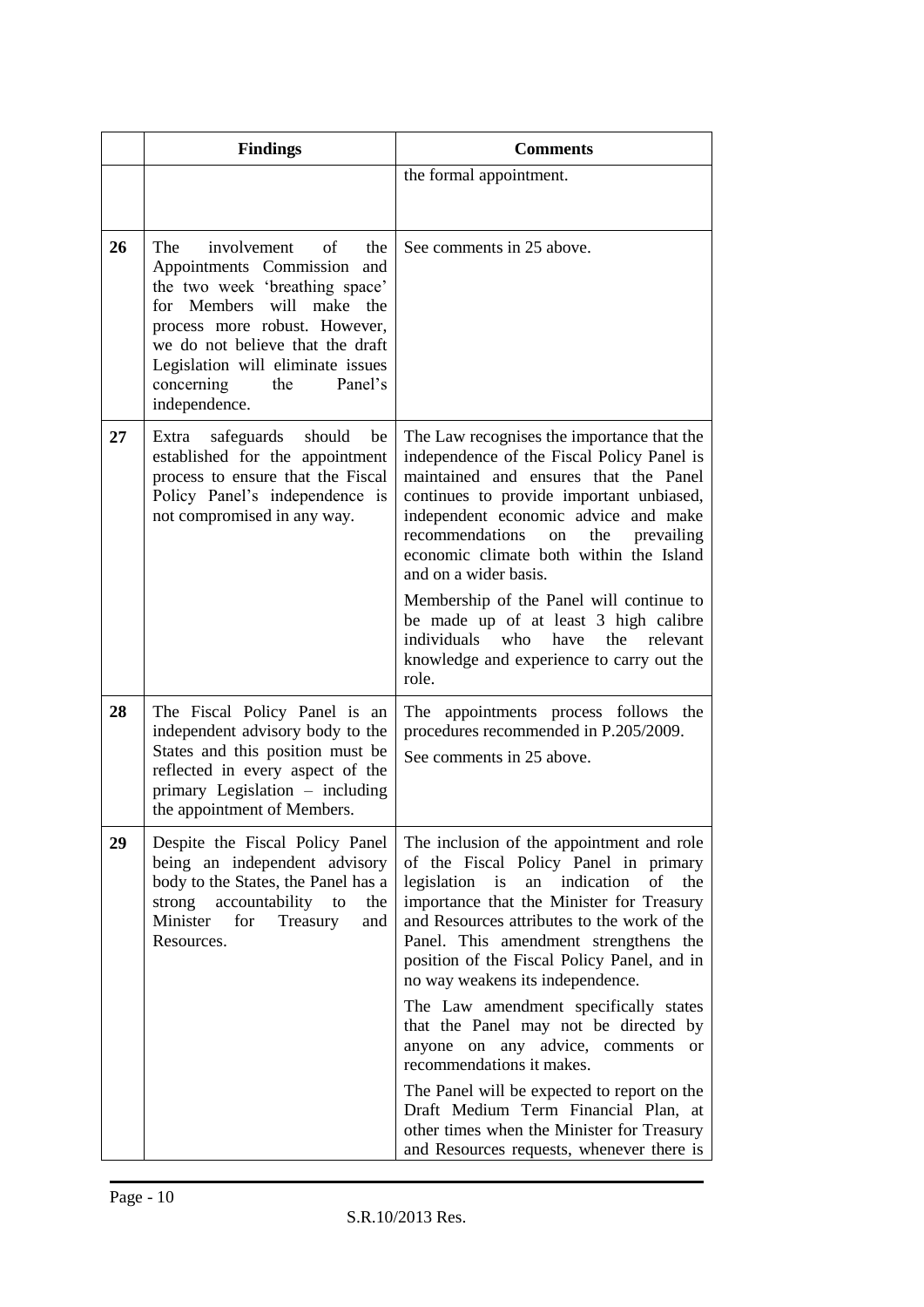| | Findings | Comments |
|---|---|---|
| | | the formal appointment. |
| **26** | The involvement of the Appointments Commission and the two week 'breathing space' for Members will make the process more robust. However, we do not believe that the draft Legislation will eliminate issues concerning the Panel's independence. | See comments in 25 above. |
| **27** | Extra safeguards should be established for the appointment process to ensure that the Fiscal Policy Panel's independence is not compromised in any way. | The Law recognises the importance that the independence of the Fiscal Policy Panel is maintained and ensures that the Panel continues to provide important unbiased, independent economic advice and make recommendations on the prevailing economic climate both within the Island and on a wider basis.<br><br>Membership of the Panel will continue to be made up of at least 3 high calibre individuals who have the relevant knowledge and experience to carry out the role. |
| **28** | The Fiscal Policy Panel is an independent advisory body to the States and this position must be reflected in every aspect of the primary Legislation – including the appointment of Members. | The appointments process follows the procedures recommended in P.205/2009.<br><br>See comments in 25 above. |
| **29** | Despite the Fiscal Policy Panel being an independent advisory body to the States, the Panel has a strong accountability to the Minister for Treasury and Resources. | The inclusion of the appointment and role of the Fiscal Policy Panel in primary legislation is an indication of the importance that the Minister for Treasury and Resources attributes to the work of the Panel. This amendment strengthens the position of the Fiscal Policy Panel, and in no way weakens its independence.<br><br>The Law amendment specifically states that the Panel may not be directed by anyone on any advice, comments or recommendations it makes.<br><br>The Panel will be expected to report on the Draft Medium Term Financial Plan, at other times when the Minister for Treasury and Resources requests, whenever there is |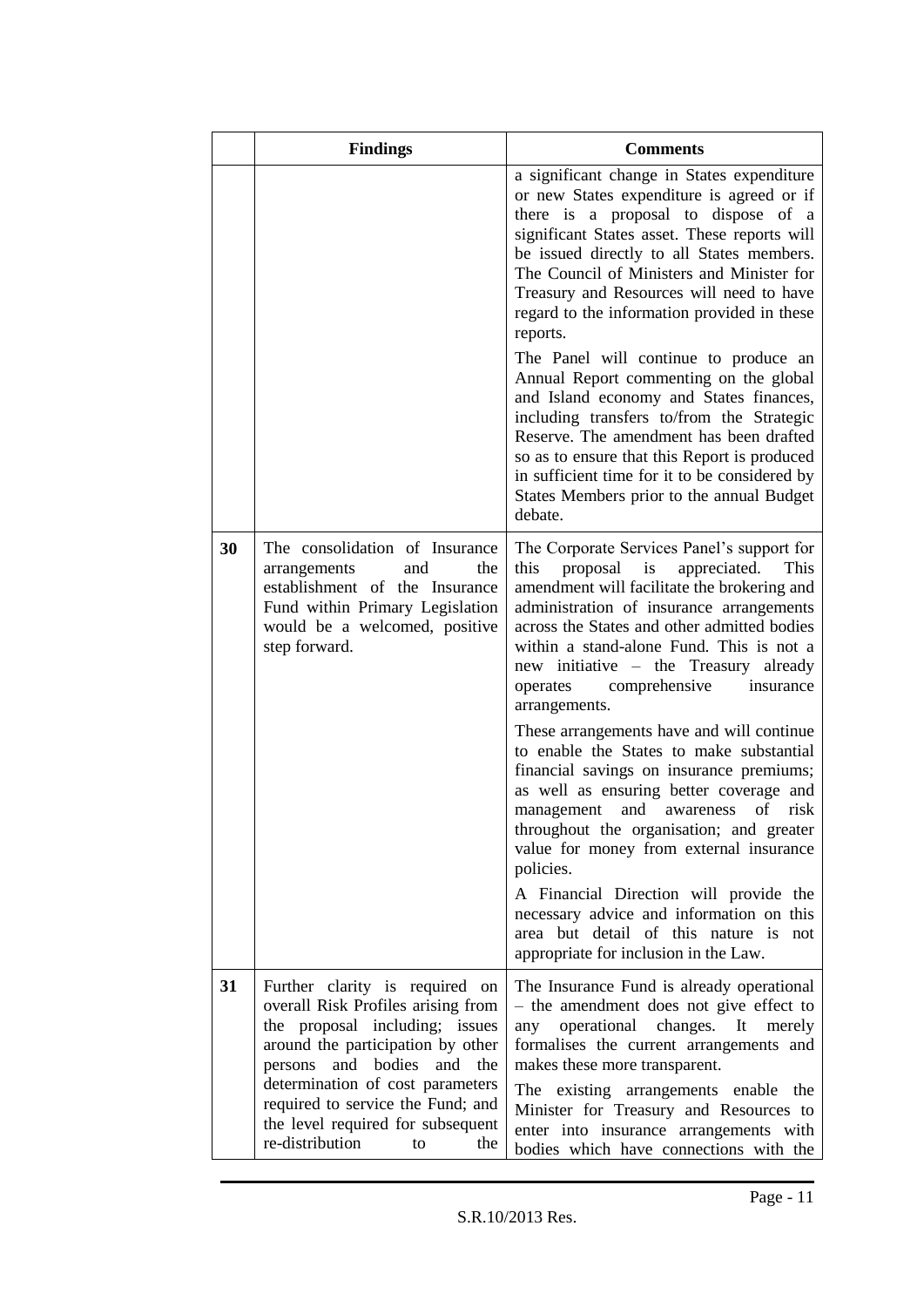| | Findings | Comments |
|---|---|---|
| | | a significant change in States expenditure or new States expenditure is agreed or if there is a proposal to dispose of a significant States asset. These reports will be issued directly to all States members. The Council of Ministers and Minister for Treasury and Resources will need to have regard to the information provided in these reports.<br><br>The Panel will continue to produce an Annual Report commenting on the global and Island economy and States finances, including transfers to/from the Strategic Reserve. The amendment has been drafted so as to ensure that this Report is produced in sufficient time for it to be considered by States Members prior to the annual Budget debate. |
| **30** | The consolidation of Insurance arrangements and the establishment of the Insurance Fund within Primary Legislation would be a welcomed, positive step forward. | The Corporate Services Panel's support for this proposal is appreciated. This amendment will facilitate the brokering and administration of insurance arrangements across the States and other admitted bodies within a stand-alone Fund. This is not a new initiative – the Treasury already operates comprehensive insurance arrangements.<br><br>These arrangements have and will continue to enable the States to make substantial financial savings on insurance premiums; as well as ensuring better coverage and management and awareness of risk throughout the organisation; and greater value for money from external insurance policies.<br><br>A Financial Direction will provide the necessary advice and information on this area but detail of this nature is not appropriate for inclusion in the Law. |
| **31** | Further clarity is required on overall Risk Profiles arising from the proposal including; issues around the participation by other persons and bodies and the determination of cost parameters required to service the Fund; and the level required for subsequent re-distribution to the | The Insurance Fund is already operational – the amendment does not give effect to any operational changes. It merely formalises the current arrangements and makes these more transparent.<br><br>The existing arrangements enable the Minister for Treasury and Resources to enter into insurance arrangements with bodies which have connections with the |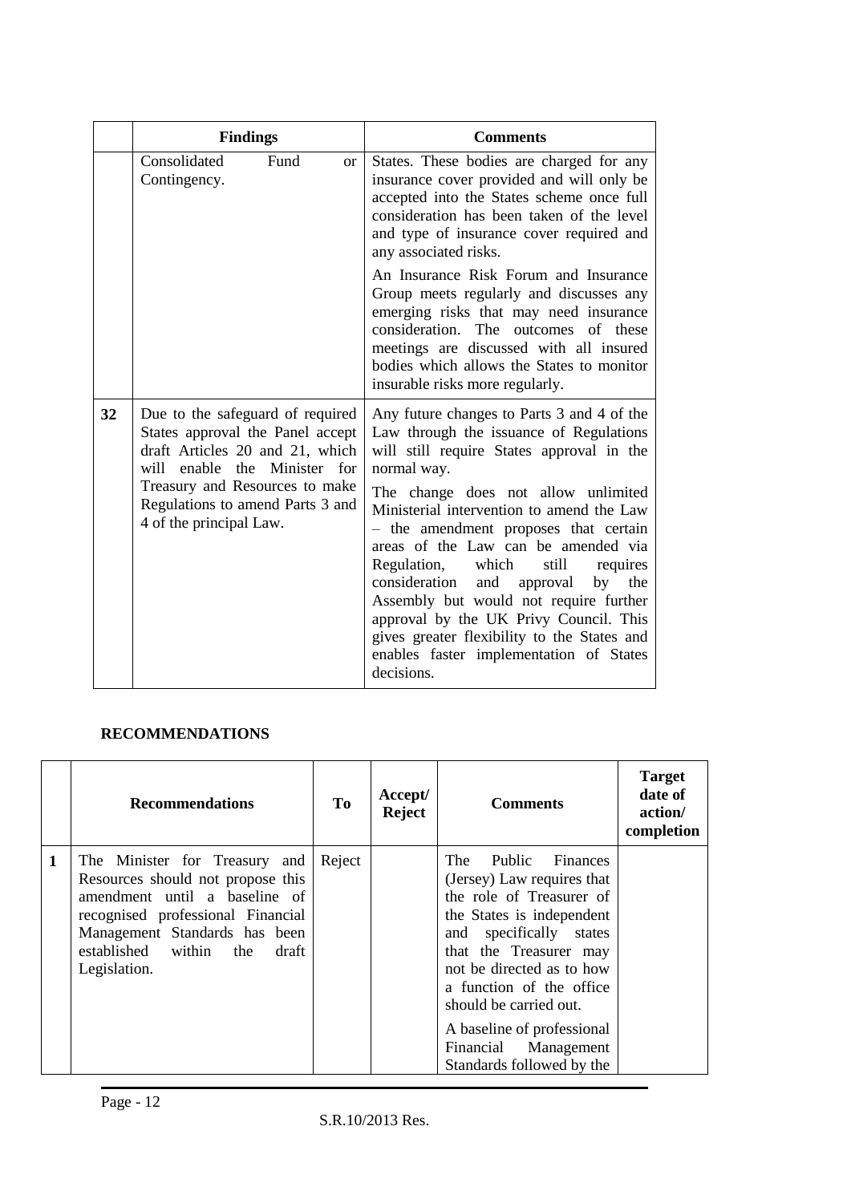| | Findings | Comments |
|---|---|---|
| | Consolidated Fund or Contingency. | States. These bodies are charged for any insurance cover provided and will only be accepted into the States scheme once full consideration has been taken of the level and type of insurance cover required and any associated risks.<br><br>An Insurance Risk Forum and Insurance Group meets regularly and discusses any emerging risks that may need insurance consideration. The outcomes of these meetings are discussed with all insured bodies which allows the States to monitor insurable risks more regularly. |
| **32** | Due to the safeguard of required States approval the Panel accept draft Articles 20 and 21, which will enable the Minister for Treasury and Resources to make Regulations to amend Parts 3 and 4 of the principal Law. | Any future changes to Parts 3 and 4 of the Law through the issuance of Regulations will still require States approval in the normal way.<br><br>The change does not allow unlimited Ministerial intervention to amend the Law – the amendment proposes that certain areas of the Law can be amended via Regulation, which still requires consideration and approval by the Assembly but would not require further approval by the UK Privy Council. This gives greater flexibility to the States and enables faster implementation of States decisions. |

**RECOMMENDATIONS**

| | Recommendations | To | Accept/ Reject | Comments | Target date of action/ completion |
|---|---|---|---|---|---|
| **1** | The Minister for Treasury and Resources should not propose this amendment until a baseline of recognised professional Financial Management Standards has been established within the draft Legislation. | Reject | | The Public Finances (Jersey) Law requires that the role of Treasurer of the States is independent and specifically states that the Treasurer may not be directed as to how a function of the office should be carried out.<br><br>A baseline of professional Financial Management Standards followed by the | |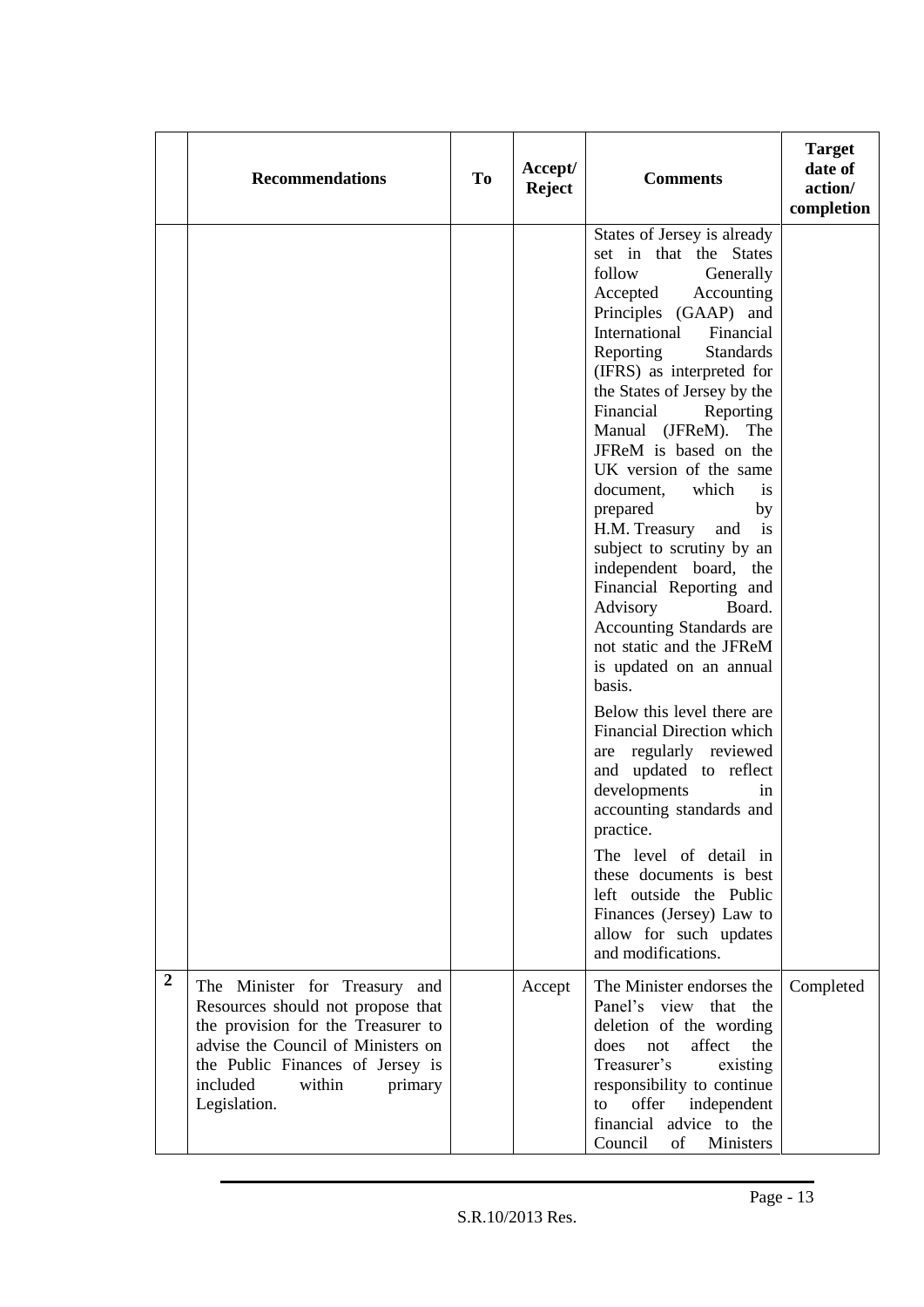| | Recommendations | To | Accept/ Reject | Comments | Target date of action/ completion |
|---|---|---|---|---|---|
| | | | | States of Jersey is already set in that the States follow Generally Accepted Accounting Principles (GAAP) and International Financial Reporting Standards (IFRS) as interpreted for the States of Jersey by the Financial Reporting Manual (JFReM). The JFReM is based on the UK version of the same document, which is prepared by H.M. Treasury and is subject to scrutiny by an independent board, the Financial Reporting and Advisory Board. Accounting Standards are not static and the JFReM is updated on an annual basis. <br><br> Below this level there are Financial Direction which are regularly reviewed and updated to reflect developments in accounting standards and practice. <br><br> The level of detail in these documents is best left outside the Public Finances (Jersey) Law to allow for such updates and modifications. | |
| **2** | The Minister for Treasury and Resources should not propose that the provision for the Treasurer to advise the Council of Ministers on the Public Finances of Jersey is included within primary Legislation. | | Accept | The Minister endorses the Panel's view that the deletion of the wording does not affect the Treasurer's existing responsibility to continue to offer independent financial advice to the Council of Ministers | Completed |

S.R.10/2013 Res.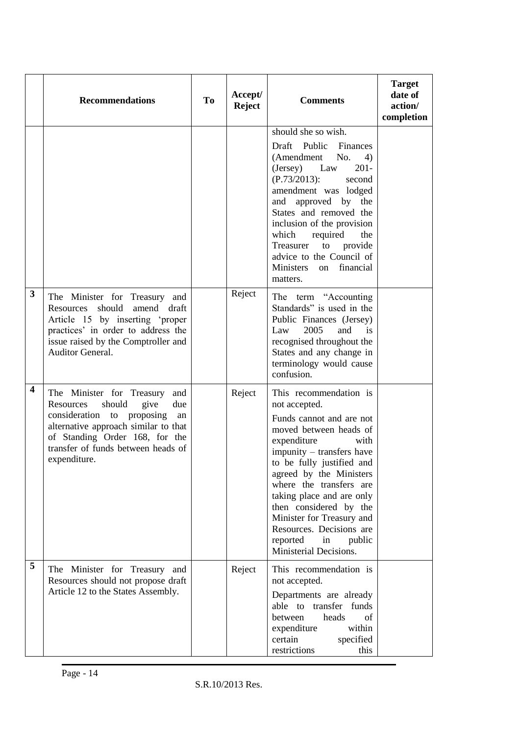|  | Recommendations | To | Accept/ Reject | Comments | Target date of action/ completion |
|---|---|---|---|---|---|
|  |  |  |  | should she so wish. Draft Public Finances (Amendment No. 4) (Jersey) Law 201- (P.73/2013): second amendment was lodged and approved by the States and removed the inclusion of the provision which required the Treasurer to provide advice to the Council of Ministers on financial matters. |  |
| **3** | The Minister for Treasury and Resources should amend draft Article 15 by inserting 'proper practices' in order to address the issue raised by the Comptroller and Auditor General. |  | Reject | The term "Accounting Standards" is used in the Public Finances (Jersey) Law 2005 and is recognised throughout the States and any change in terminology would cause confusion. |  |
| **4** | The Minister for Treasury and Resources should give due consideration to proposing an alternative approach similar to that of Standing Order 168, for the transfer of funds between heads of expenditure. |  | Reject | This recommendation is not accepted. Funds cannot and are not moved between heads of expenditure with impunity – transfers have to be fully justified and agreed by the Ministers where the transfers are taking place and are only then considered by the Minister for Treasury and Resources. Decisions are reported in public Ministerial Decisions. |  |
| **5** | The Minister for Treasury and Resources should not propose draft Article 12 to the States Assembly. |  | Reject | This recommendation is not accepted. Departments are already able to transfer funds between heads of expenditure within certain specified restrictions this |  |

S.R.10/2013 Res.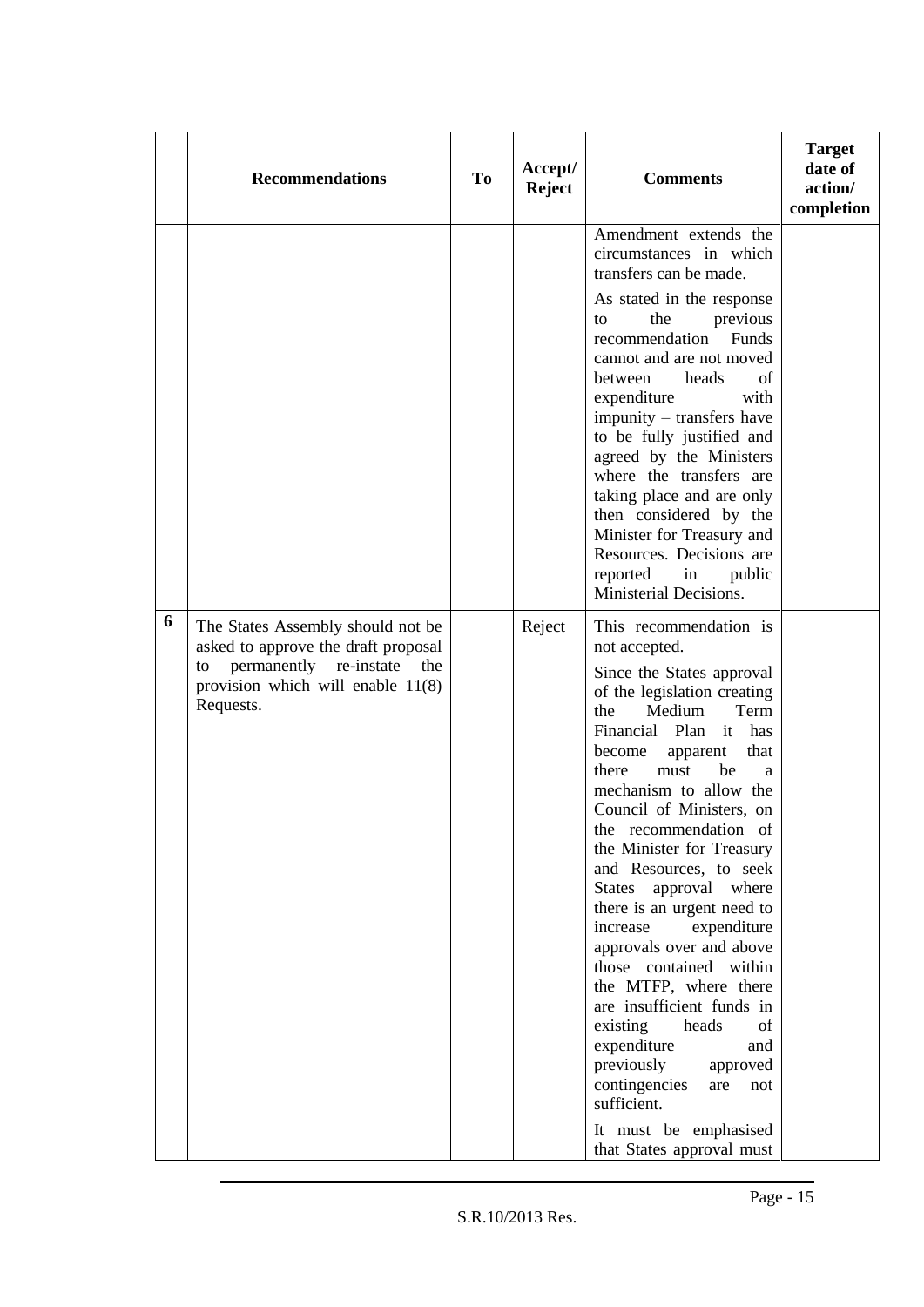|  | Recommendations | To | Accept/ Reject | Comments | Target date of action/ completion |
|---|---|---|---|---|---|
|  |  |  |  | Amendment extends the circumstances in which transfers can be made.<br><br>As stated in the response to the previous recommendation Funds cannot and are not moved between heads of expenditure with impunity – transfers have to be fully justified and agreed by the Ministers where the transfers are taking place and are only then considered by the Minister for Treasury and Resources. Decisions are reported in public Ministerial Decisions. |  |
| **6** | The States Assembly should not be asked to approve the draft proposal to permanently re-instate the provision which will enable 11(8) Requests. |  | Reject | This recommendation is not accepted.<br><br>Since the States approval of the legislation creating the Medium Term Financial Plan it has become apparent that there must be a mechanism to allow the Council of Ministers, on the recommendation of the Minister for Treasury and Resources, to seek States approval where there is an urgent need to increase expenditure approvals over and above those contained within the MTFP, where there are insufficient funds in existing heads of expenditure and previously approved contingencies are not sufficient.<br><br>It must be emphasised that States approval must |  |

S.R.10/2013 Res.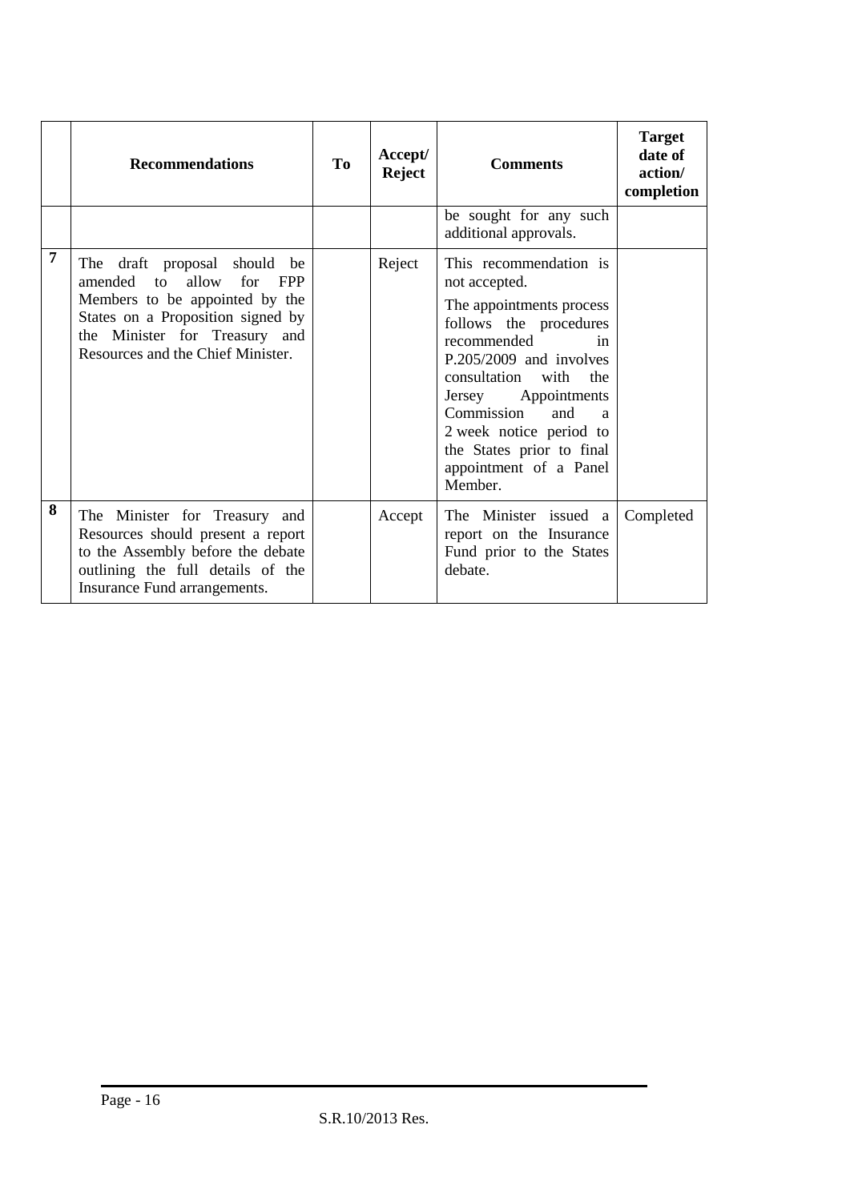| | Recommendations | To | Accept/ Reject | Comments | Target date of action/ completion |
|---|---|---|---|---|---|
| | | | | be sought for any such additional approvals. | |
| 7 | The draft proposal should be amended to allow for FPP Members to be appointed by the States on a Proposition signed by the Minister for Treasury and Resources and the Chief Minister. | | Reject | This recommendation is not accepted. The appointments process follows the procedures recommended in P.205/2009 and involves consultation with the Jersey Appointments Commission and a 2 week notice period to the States prior to final appointment of a Panel Member. | |
| 8 | The Minister for Treasury and Resources should present a report to the Assembly before the debate outlining the full details of the Insurance Fund arrangements. | | Accept | The Minister issued a report on the Insurance Fund prior to the States debate. | Completed |